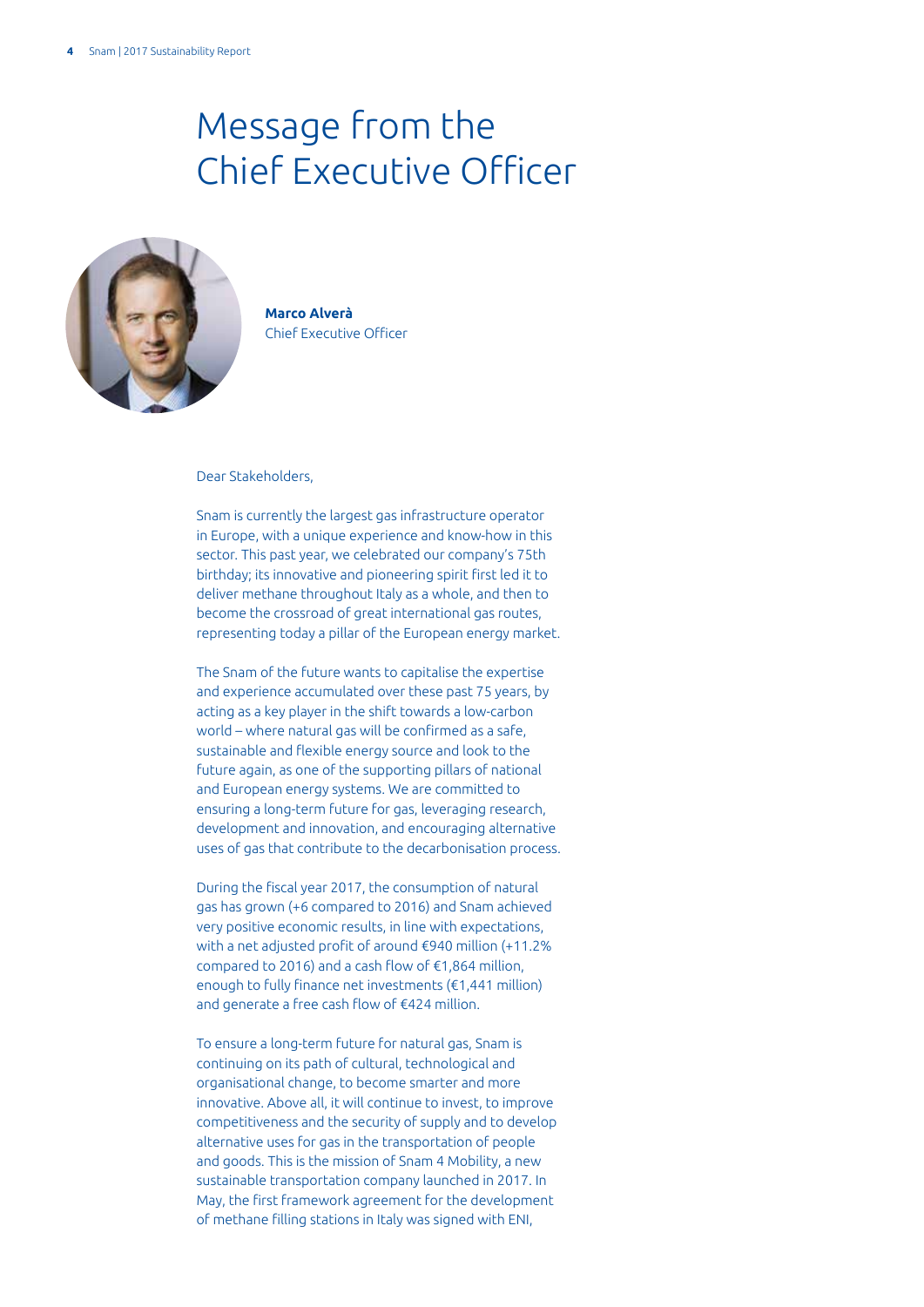# Message from the Chief Executive Officer

**Marco Alverà**
Chief Executive Officer

Dear Stakeholders,

Snam is currently the largest gas infrastructure operator in Europe, with a unique experience and know-how in this sector. This past year, we celebrated our company's 75th birthday; its innovative and pioneering spirit first led it to deliver methane throughout Italy as a whole, and then to become the crossroad of great international gas routes, representing today a pillar of the European energy market.

The Snam of the future wants to capitalise the expertise and experience accumulated over these past 75 years, by acting as a key player in the shift towards a low-carbon world – where natural gas will be confirmed as a safe, sustainable and flexible energy source and look to the future again, as one of the supporting pillars of national and European energy systems. We are committed to ensuring a long-term future for gas, leveraging research, development and innovation, and encouraging alternative uses of gas that contribute to the decarbonisation process.

During the fiscal year 2017, the consumption of natural gas has grown (+6 compared to 2016) and Snam achieved very positive economic results, in line with expectations, with a net adjusted profit of around €940 million (+11.2% compared to 2016) and a cash flow of €1,864 million, enough to fully finance net investments (€1,441 million) and generate a free cash flow of €424 million.

To ensure a long-term future for natural gas, Snam is continuing on its path of cultural, technological and organisational change, to become smarter and more innovative. Above all, it will continue to invest, to improve competitiveness and the security of supply and to develop alternative uses for gas in the transportation of people and goods. This is the mission of Snam 4 Mobility, a new sustainable transportation company launched in 2017. In May, the first framework agreement for the development of methane filling stations in Italy was signed with ENI,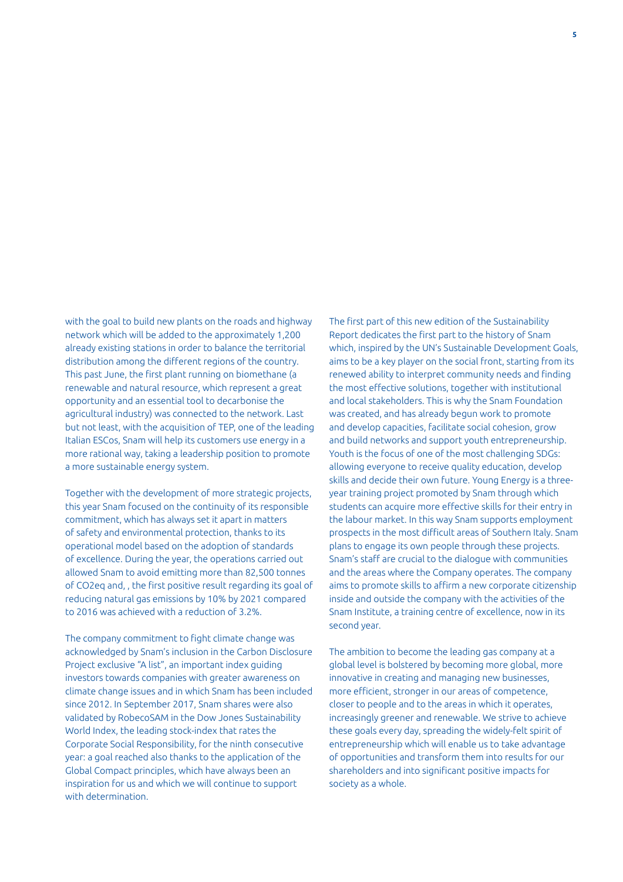with the goal to build new plants on the roads and highway network which will be added to the approximately 1,200 already existing stations in order to balance the territorial distribution among the different regions of the country. This past June, the first plant running on biomethane (a renewable and natural resource, which represent a great opportunity and an essential tool to decarbonise the agricultural industry) was connected to the network. Last but not least, with the acquisition of TEP, one of the leading Italian ESCos, Snam will help its customers use energy in a more rational way, taking a leadership position to promote a more sustainable energy system.

Together with the development of more strategic projects, this year Snam focused on the continuity of its responsible commitment, which has always set it apart in matters of safety and environmental protection, thanks to its operational model based on the adoption of standards of excellence. During the year, the operations carried out allowed Snam to avoid emitting more than 82,500 tonnes of $CO_2eq$ and, , the first positive result regarding its goal of reducing natural gas emissions by 10% by 2021 compared to 2016 was achieved with a reduction of 3.2%.

The company commitment to fight climate change was acknowledged by Snam's inclusion in the Carbon Disclosure Project exclusive "A list", an important index guiding investors towards companies with greater awareness on climate change issues and in which Snam has been included since 2012. In September 2017, Snam shares were also validated by RobecoSAM in the Dow Jones Sustainability World Index, the leading stock-index that rates the Corporate Social Responsibility, for the ninth consecutive year: a goal reached also thanks to the application of the Global Compact principles, which have always been an inspiration for us and which we will continue to support with determination.

The first part of this new edition of the Sustainability Report dedicates the first part to the history of Snam which, inspired by the UN's Sustainable Development Goals, aims to be a key player on the social front, starting from its renewed ability to interpret community needs and finding the most effective solutions, together with institutional and local stakeholders. This is why the Snam Foundation was created, and has already begun work to promote and develop capacities, facilitate social cohesion, grow and build networks and support youth entrepreneurship. Youth is the focus of one of the most challenging SDGs: allowing everyone to receive quality education, develop skills and decide their own future. Young Energy is a three-year training project promoted by Snam through which students can acquire more effective skills for their entry in the labour market. In this way Snam supports employment prospects in the most difficult areas of Southern Italy. Snam plans to engage its own people through these projects. Snam's staff are crucial to the dialogue with communities and the areas where the Company operates. The company aims to promote skills to affirm a new corporate citizenship inside and outside the company with the activities of the Snam Institute, a training centre of excellence, now in its second year.

The ambition to become the leading gas company at a global level is bolstered by becoming more global, more innovative in creating and managing new businesses, more efficient, stronger in our areas of competence, closer to people and to the areas in which it operates, increasingly greener and renewable. We strive to achieve these goals every day, spreading the widely-felt spirit of entrepreneurship which will enable us to take advantage of opportunities and transform them into results for our shareholders and into significant positive impacts for society as a whole.